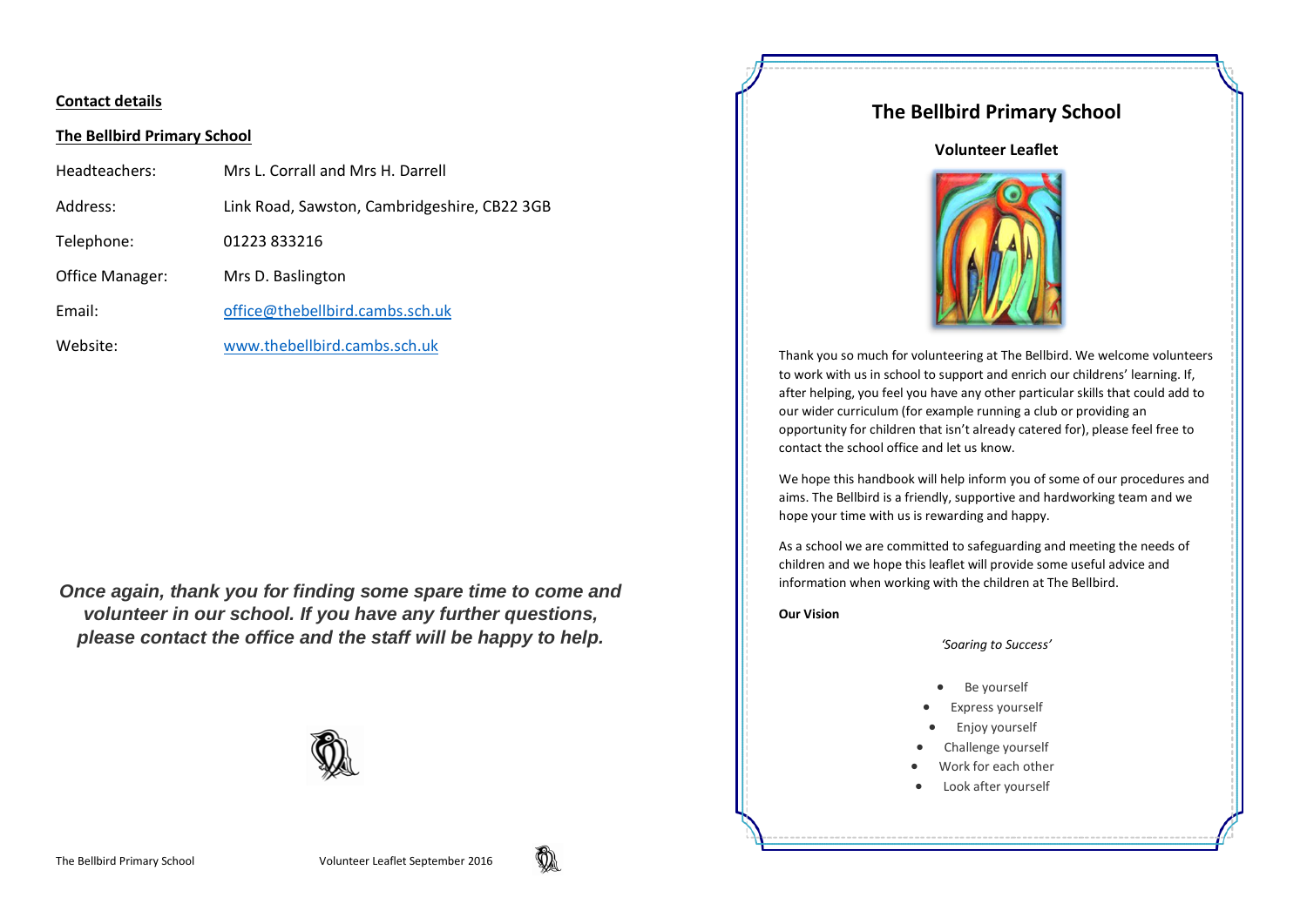**Contact details**

**The Bellbird Primary School**

| | |
|---|---|
| Headteachers: | Mrs L. Corrall and Mrs H. Darrell |
| Address: | Link Road, Sawston, Cambridgeshire, CB22 3GB |
| Telephone: | 01223 833216 |
| Office Manager: | Mrs D. Baslington |
| Email: | office@thebellbird.cambs.sch.uk |
| Website: | www.thebellbird.cambs.sch.uk |

***Once again, thank you for finding some spare time to come and volunteer in our school. If you have any further questions, please contact the office and the staff will be happy to help.***

# The Bellbird Primary School

## Volunteer Leaflet

Thank you so much for volunteering at The Bellbird. We welcome volunteers to work with us in school to support and enrich our childrens' learning. If, after helping, you feel you have any other particular skills that could add to our wider curriculum (for example running a club or providing an opportunity for children that isn't already catered for), please feel free to contact the school office and let us know.

We hope this handbook will help inform you of some of our procedures and aims. The Bellbird is a friendly, supportive and hardworking team and we hope your time with us is rewarding and happy.

As a school we are committed to safeguarding and meeting the needs of children and we hope this leaflet will provide some useful advice and information when working with the children at The Bellbird.

**Our Vision**

*'Soaring to Success'*

- Be yourself
- Express yourself
- Enjoy yourself
- Challenge yourself
- Work for each other
- Look after yourself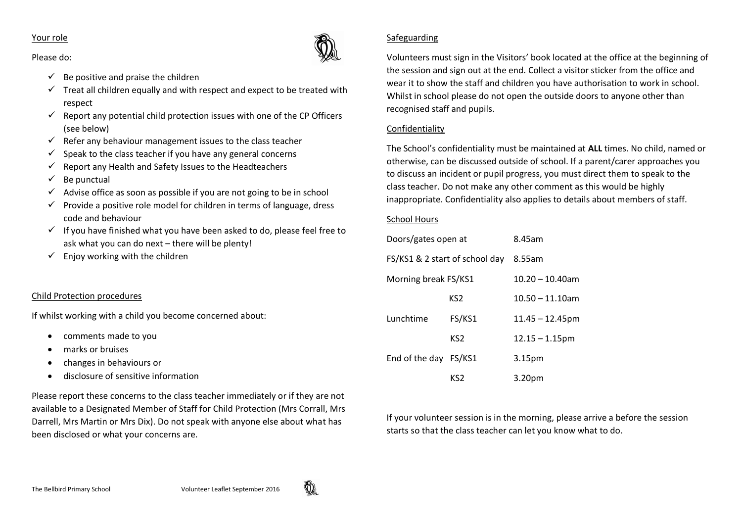## Your role

Please do:

- ✓ Be positive and praise the children
- ✓ Treat all children equally and with respect and expect to be treated with respect
- ✓ Report any potential child protection issues with one of the CP Officers (see below)
- ✓ Refer any behaviour management issues to the class teacher
- ✓ Speak to the class teacher if you have any general concerns
- ✓ Report any Health and Safety Issues to the Headteachers
- ✓ Be punctual
- ✓ Advise office as soon as possible if you are not going to be in school
- ✓ Provide a positive role model for children in terms of language, dress code and behaviour
- ✓ If you have finished what you have been asked to do, please feel free to ask what you can do next – there will be plenty!
- ✓ Enjoy working with the children

## Child Protection procedures

If whilst working with a child you become concerned about:

- comments made to you
- marks or bruises
- changes in behaviours or
- disclosure of sensitive information

Please report these concerns to the class teacher immediately or if they are not available to a Designated Member of Staff for Child Protection (Mrs Corrall, Mrs Darrell, Mrs Martin or Mrs Dix). Do not speak with anyone else about what has been disclosed or what your concerns are.

## Safeguarding

Volunteers must sign in the Visitors' book located at the office at the beginning of the session and sign out at the end. Collect a visitor sticker from the office and wear it to show the staff and children you have authorisation to work in school. Whilst in school please do not open the outside doors to anyone other than recognised staff and pupils.

## Confidentiality

The School's confidentiality must be maintained at **ALL** times. No child, named or otherwise, can be discussed outside of school. If a parent/carer approaches you to discuss an incident or pupil progress, you must direct them to speak to the class teacher. Do not make any other comment as this would be highly inappropriate. Confidentiality also applies to details about members of staff.

## School Hours

| | | |
|---|---|---|
| Doors/gates open at | | 8.45am |
| FS/KS1 & 2 start of school day | | 8.55am |
| Morning break FS/KS1 | | 10.20 – 10.40am |
| | KS2 | 10.50 – 11.10am |
| Lunchtime | FS/KS1 | 11.45 – 12.45pm |
| | KS2 | 12.15 – 1.15pm |
| End of the day | FS/KS1 | 3.15pm |
| | KS2 | 3.20pm |

If your volunteer session is in the morning, please arrive a before the session starts so that the class teacher can let you know what to do.